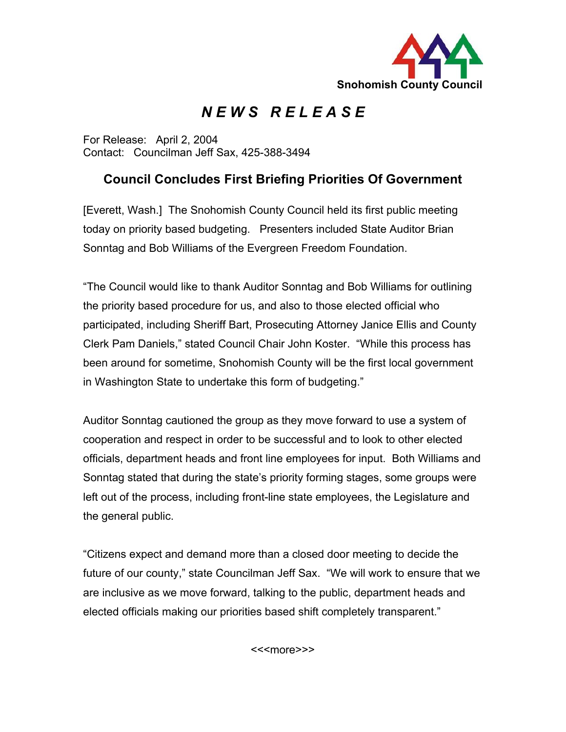Snohomish County Council

# *NEWS RELEASE*

For Release: April 2, 2004
Contact: Councilman Jeff Sax, 425-388-3494

## Council Concludes First Briefing Priorities Of Government

[Everett, Wash.] The Snohomish County Council held its first public meeting today on priority based budgeting. Presenters included State Auditor Brian Sonntag and Bob Williams of the Evergreen Freedom Foundation.

"The Council would like to thank Auditor Sonntag and Bob Williams for outlining the priority based procedure for us, and also to those elected official who participated, including Sheriff Bart, Prosecuting Attorney Janice Ellis and County Clerk Pam Daniels," stated Council Chair John Koster. "While this process has been around for sometime, Snohomish County will be the first local government in Washington State to undertake this form of budgeting."

Auditor Sonntag cautioned the group as they move forward to use a system of cooperation and respect in order to be successful and to look to other elected officials, department heads and front line employees for input. Both Williams and Sonntag stated that during the state's priority forming stages, some groups were left out of the process, including front-line state employees, the Legislature and the general public.

"Citizens expect and demand more than a closed door meeting to decide the future of our county," state Councilman Jeff Sax. "We will work to ensure that we are inclusive as we move forward, talking to the public, department heads and elected officials making our priorities based shift completely transparent."

<<<more>>>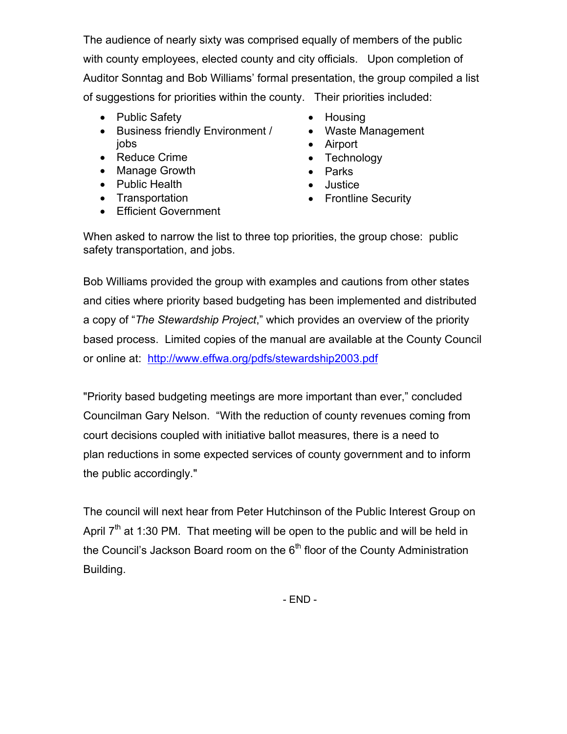The audience of nearly sixty was comprised equally of members of the public with county employees, elected county and city officials. Upon completion of Auditor Sonntag and Bob Williams' formal presentation, the group compiled a list of suggestions for priorities within the county. Their priorities included:

- Public Safety
- Business friendly Environment / jobs
- Reduce Crime
- Manage Growth
- Public Health
- Transportation
- Efficient Government
- Housing
- Waste Management
- Airport
- Technology
- Parks
- Justice
- Frontline Security

When asked to narrow the list to three top priorities, the group chose: public safety transportation, and jobs.

Bob Williams provided the group with examples and cautions from other states and cities where priority based budgeting has been implemented and distributed a copy of "*The Stewardship Project*," which provides an overview of the priority based process. Limited copies of the manual are available at the County Council or online at: http://www.effwa.org/pdfs/stewardship2003.pdf

"Priority based budgeting meetings are more important than ever," concluded Councilman Gary Nelson. "With the reduction of county revenues coming from court decisions coupled with initiative ballot measures, there is a need to plan reductions in some expected services of county government and to inform the public accordingly."

The council will next hear from Peter Hutchinson of the Public Interest Group on April 7th at 1:30 PM. That meeting will be open to the public and will be held in the Council's Jackson Board room on the 6th floor of the County Administration Building.

- END -